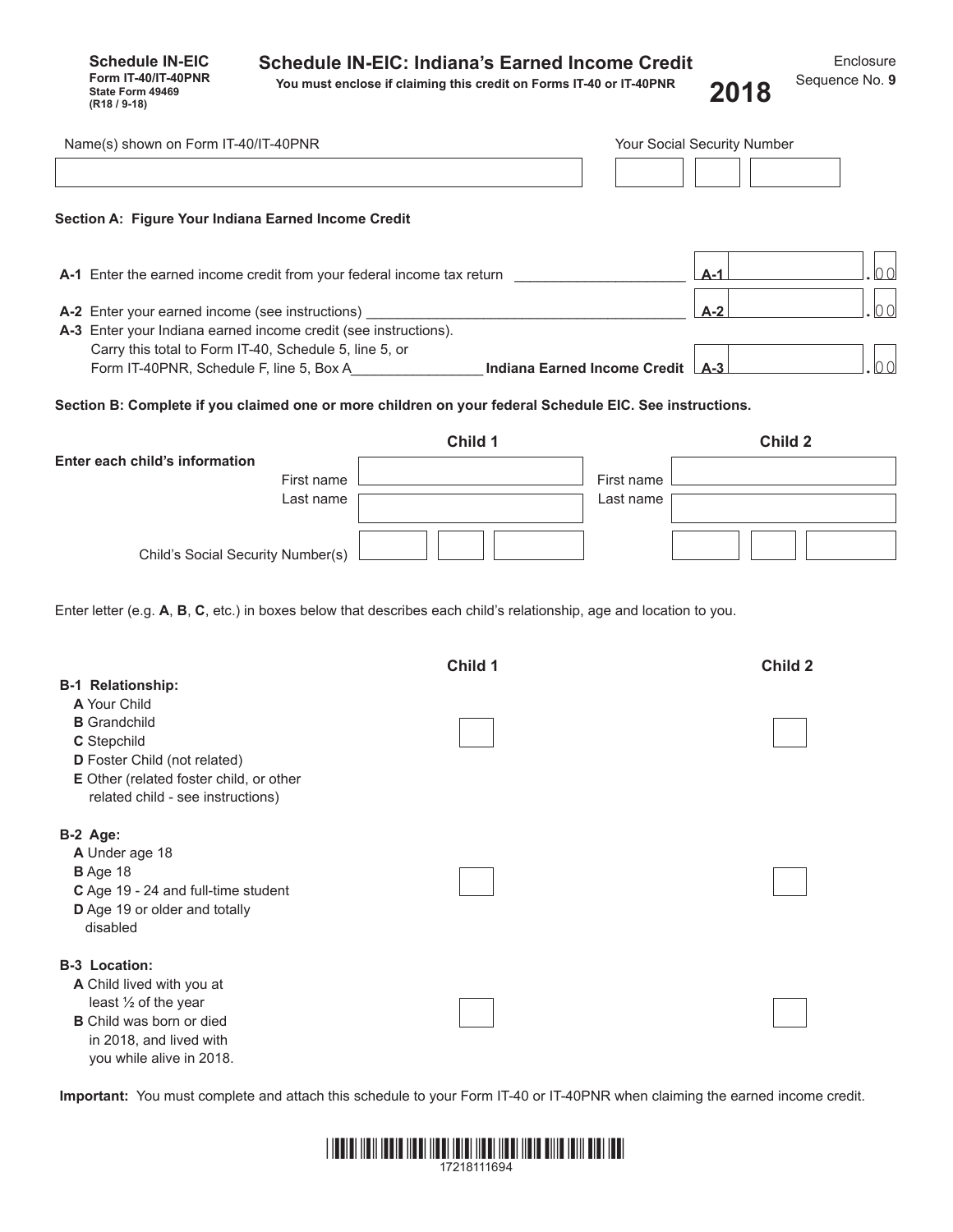**Schedule IN-EIC**
**Form IT-40/IT-40PNR**
**State Form 49469**
**(R18 / 9-18)**

# Schedule IN-EIC: Indiana's Earned Income Credit

**You must enclose if claiming this credit on Forms IT-40 or IT-40PNR**

**2018**

Enclosure Sequence No. **9**

| Name(s) shown on Form IT-40/IT-40PNR | Your Social Security Number |
|---|---|
| | |

## Section A: Figure Your Indiana Earned Income Credit

**A-1** Enter the earned income credit from your federal income tax return ____________________ **A-1** ______ .00

**A-2** Enter your earned income (see instructions) ________________________________________ **A-2** ______ .00

**A-3** Enter your Indiana earned income credit (see instructions).
Carry this total to Form IT-40, Schedule 5, line 5, or
Form IT-40PNR, Schedule F, line 5, Box A________________ **Indiana Earned Income Credit** **A-3** ______ .00

## Section B: Complete if you claimed one or more children on your federal Schedule EIC. See instructions.

| **Enter each child's information** | **Child 1** | **Child 2** |
|---|---|---|
| First name | | |
| Last name | | |
| Child's Social Security Number(s) | | |

Enter letter (e.g. **A**, **B**, **C**, etc.) in boxes below that describes each child's relationship, age and location to you.

| | **Child 1** | **Child 2** |
|---|---|---|
| **B-1 Relationship:**<br>**A** Your Child<br>**B** Grandchild<br>**C** Stepchild<br>**D** Foster Child (not related)<br>**E** Other (related foster child, or other related child - see instructions) | | |
| **B-2 Age:**<br>**A** Under age 18<br>**B** Age 18<br>**C** Age 19 - 24 and full-time student<br>**D** Age 19 or older and totally disabled | | |
| **B-3 Location:**<br>**A** Child lived with you at least ½ of the year<br>**B** Child was born or died in 2018, and lived with you while alive in 2018. | | |

**Important:** You must complete and attach this schedule to your Form IT-40 or IT-40PNR when claiming the earned income credit.

17218111694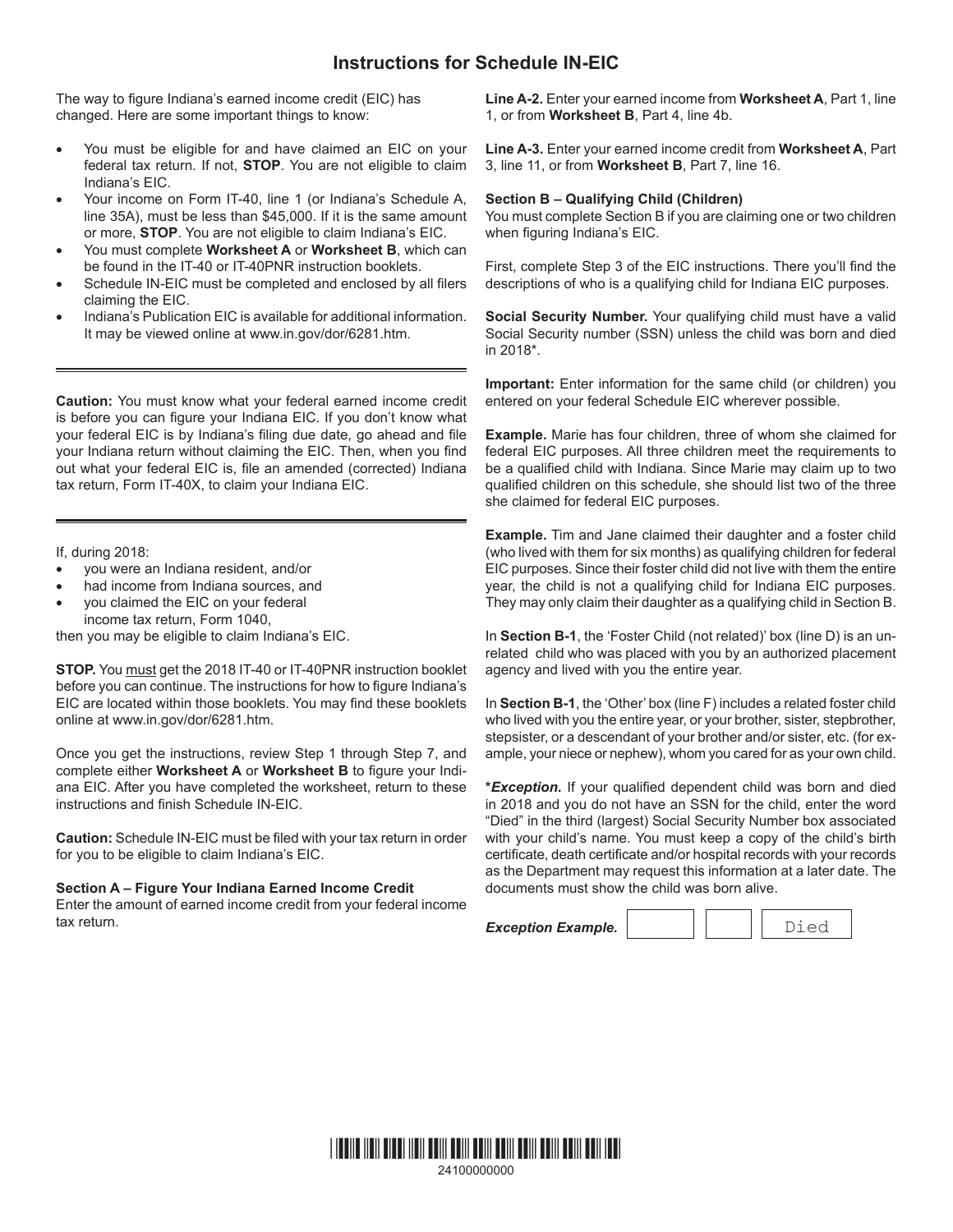# Instructions for Schedule IN-EIC

The way to figure Indiana's earned income credit (EIC) has changed. Here are some important things to know:

- You must be eligible for and have claimed an EIC on your federal tax return. If not, **STOP**. You are not eligible to claim Indiana's EIC.
- Your income on Form IT-40, line 1 (or Indiana's Schedule A, line 35A), must be less than $45,000. If it is the same amount or more, **STOP**. You are not eligible to claim Indiana's EIC.
- You must complete **Worksheet A** or **Worksheet B**, which can be found in the IT-40 or IT-40PNR instruction booklets.
- Schedule IN-EIC must be completed and enclosed by all filers claiming the EIC.
- Indiana's Publication EIC is available for additional information. It may be viewed online at www.in.gov/dor/6281.htm.

---

**Caution:** You must know what your federal earned income credit is before you can figure your Indiana EIC. If you don't know what your federal EIC is by Indiana's filing due date, go ahead and file your Indiana return without claiming the EIC. Then, when you find out what your federal EIC is, file an amended (corrected) Indiana tax return, Form IT-40X, to claim your Indiana EIC.

---

If, during 2018:

- you were an Indiana resident, and/or
- had income from Indiana sources, and
- you claimed the EIC on your federal income tax return, Form 1040,

then you may be eligible to claim Indiana's EIC.

**STOP.** You must get the 2018 IT-40 or IT-40PNR instruction booklet before you can continue. The instructions for how to figure Indiana's EIC are located within those booklets. You may find these booklets online at www.in.gov/dor/6281.htm.

Once you get the instructions, review Step 1 through Step 7, and complete either **Worksheet A** or **Worksheet B** to figure your Indiana EIC. After you have completed the worksheet, return to these instructions and finish Schedule IN-EIC.

**Caution:** Schedule IN-EIC must be filed with your tax return in order for you to be eligible to claim Indiana's EIC.

**Section A – Figure Your Indiana Earned Income Credit**
Enter the amount of earned income credit from your federal income tax return.

**Line A-2.** Enter your earned income from **Worksheet A**, Part 1, line 1, or from **Worksheet B**, Part 4, line 4b.

**Line A-3.** Enter your earned income credit from **Worksheet A**, Part 3, line 11, or from **Worksheet B**, Part 7, line 16.

**Section B – Qualifying Child (Children)**
You must complete Section B if you are claiming one or two children when figuring Indiana's EIC.

First, complete Step 3 of the EIC instructions. There you'll find the descriptions of who is a qualifying child for Indiana EIC purposes.

**Social Security Number.** Your qualifying child must have a valid Social Security number (SSN) unless the child was born and died in 2018*.

**Important:** Enter information for the same child (or children) you entered on your federal Schedule EIC wherever possible.

**Example.** Marie has four children, three of whom she claimed for federal EIC purposes. All three children meet the requirements to be a qualified child with Indiana. Since Marie may claim up to two qualified children on this schedule, she should list two of the three she claimed for federal EIC purposes.

**Example.** Tim and Jane claimed their daughter and a foster child (who lived with them for six months) as qualifying children for federal EIC purposes. Since their foster child did not live with them the entire year, the child is not a qualifying child for Indiana EIC purposes. They may only claim their daughter as a qualifying child in Section B.

In **Section B-1**, the 'Foster Child (not related)' box (line D) is an unrelated child who was placed with you by an authorized placement agency and lived with you the entire year.

In **Section B-1**, the 'Other' box (line F) includes a related foster child who lived with you the entire year, or your brother, sister, stepbrother, stepsister, or a descendant of your brother and/or sister, etc. (for example, your niece or nephew), whom you cared for as your own child.

***Exception.*** If your qualified dependent child was born and died in 2018 and you do not have an SSN for the child, enter the word "Died" in the third (largest) Social Security Number box associated with your child's name. You must keep a copy of the child's birth certificate, death certificate and/or hospital records with your records as the Department may request this information at a later date. The documents must show the child was born alive.

***Exception Example.***

| | | |
|---|---|---|
| | | Died |

24100000000